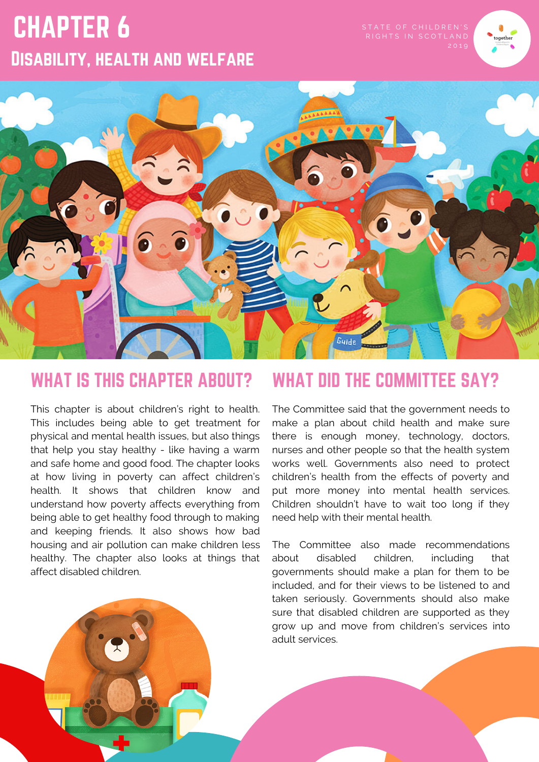# CHAPTER 6

## Disability, Health and Welfare

STATE OF CHILDREN'S RIGHTS IN SCOTLAND 2019

## WHAT IS THIS CHAPTER ABOUT?

This chapter is about children's right to health. This includes being able to get treatment for physical and mental health issues, but also things that help you stay healthy - like having a warm and safe home and good food. The chapter looks at how living in poverty can affect children's health. It shows that children know and understand how poverty affects everything from being able to get healthy food through to making and keeping friends. It also shows how bad housing and air pollution can make children less healthy. The chapter also looks at things that affect disabled children.

## WHAT DID THE COMMITTEE SAY?

The Committee said that the government needs to make a plan about child health and make sure there is enough money, technology, doctors, nurses and other people so that the health system works well. Governments also need to protect children's health from the effects of poverty and put more money into mental health services. Children shouldn't have to wait too long if they need help with their mental health.

The Committee also made recommendations about disabled children, including that governments should make a plan for them to be included, and for their views to be listened to and taken seriously. Governments should also make sure that disabled children are supported as they grow up and move from children's services into adult services.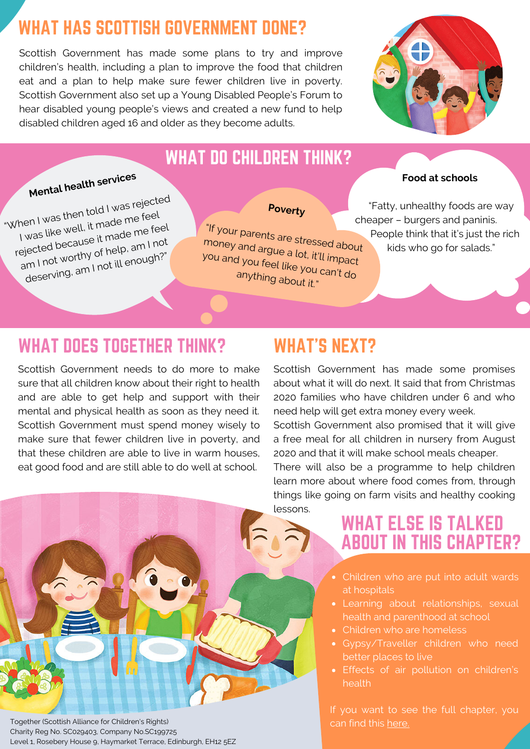## WHAT HAS SCOTTISH GOVERNMENT DONE?

Scottish Government has made some plans to try and improve children's health, including a plan to improve the food that children eat and a plan to help make sure fewer children live in poverty. Scottish Government also set up a Young Disabled People's Forum to hear disabled young people's views and created a new fund to help disabled children aged 16 and older as they become adults.

## WHAT DO CHILDREN THINK?

**Mental health services**

"When I was then told I was rejected I was like well, it made me feel rejected because it made me feel am I not worthy of help, am I not deserving, am I not ill enough?"

**Poverty**

"If your parents are stressed about money and argue a lot, it'll impact you and you feel like you can't do anything about it."

**Food at schools**

"Fatty, unhealthy foods are way cheaper – burgers and paninis. People think that it's just the rich kids who go for salads."

## WHAT DOES TOGETHER THINK?

Scottish Government needs to do more to make sure that all children know about their right to health and are able to get help and support with their mental and physical health as soon as they need it. Scottish Government must spend money wisely to make sure that fewer children live in poverty, and that these children are able to live in warm houses, eat good food and are still able to do well at school.

## WHAT'S NEXT?

Scottish Government has made some promises about what it will do next. It said that from Christmas 2020 families who have children under 6 and who need help will get extra money every week.

Scottish Government also promised that it will give a free meal for all children in nursery from August 2020 and that it will make school meals cheaper.

There will also be a programme to help children learn more about where food comes from, through things like going on farm visits and healthy cooking lessons.

## WHAT ELSE IS TALKED ABOUT IN THIS CHAPTER?

- Children who are put into adult wards at hospitals
- Learning about relationships, sexual health and parenthood at school
- Children who are homeless
- Gypsy/Traveller children who need better places to live
- Effects of air pollution on children's health

If you want to see the full chapter, you can find this here.

Together (Scottish Alliance for Children's Rights)
Charity Reg No. SC029403, Company No.SC199725
Level 1, Rosebery House 9, Haymarket Terrace, Edinburgh, EH12 5EZ